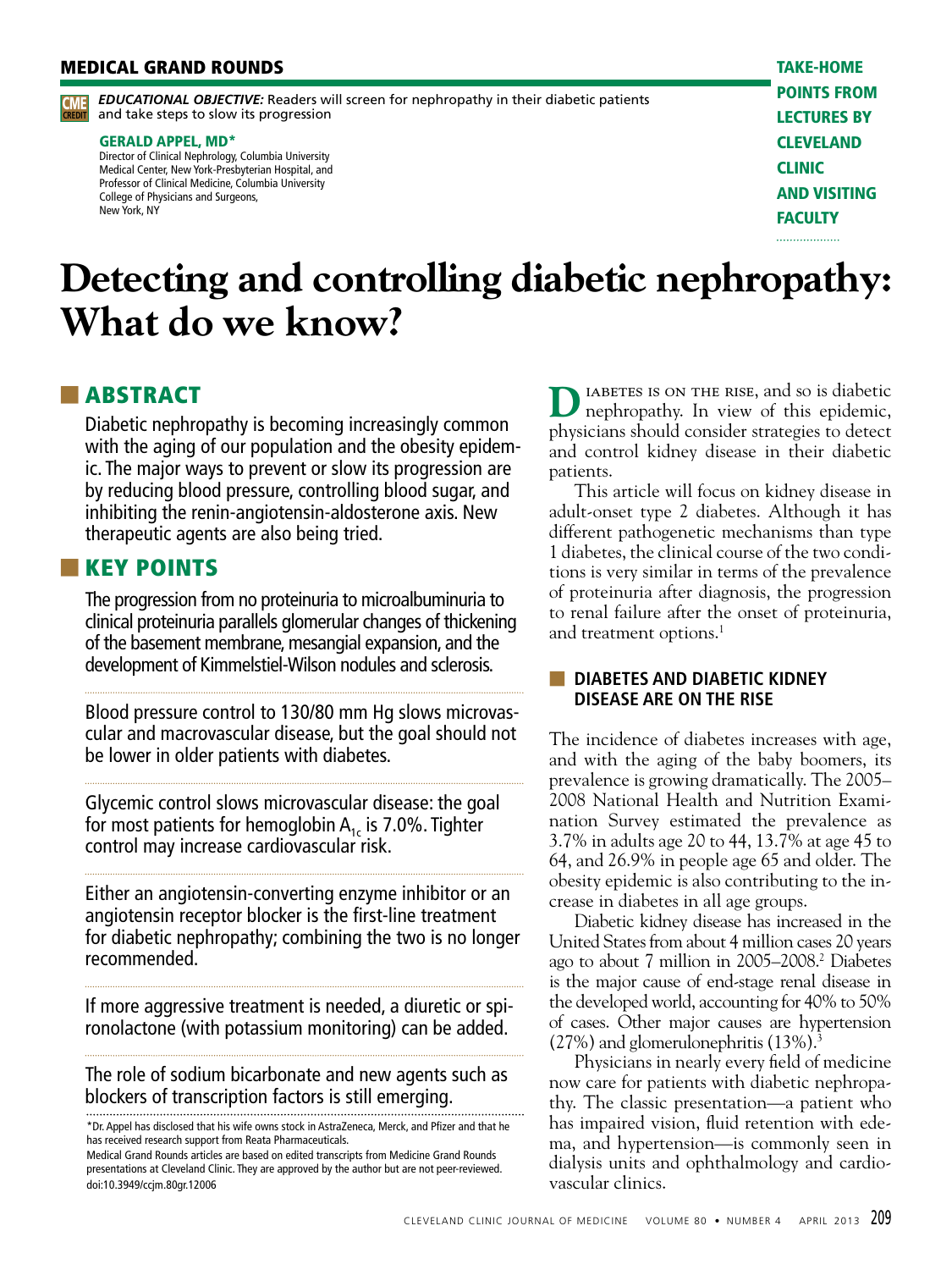MEDICAL GRAND ROUNDS

TAKE-HOME POINTS FROM LECTURES BY CLEVELAND CLINIC AND VISITING FACULTY

CME CREDIT **EDUCATIONAL OBJECTIVE:** Readers will screen for nephropathy in their diabetic patients and take steps to slow its progression

**GERALD APPEL, MD***
Director of Clinical Nephrology, Columbia University Medical Center, New York-Presbyterian Hospital, and Professor of Clinical Medicine, Columbia University College of Physicians and Surgeons, New York, NY

# Detecting and controlling diabetic nephropathy: What do we know?

## ABSTRACT

Diabetic nephropathy is becoming increasingly common with the aging of our population and the obesity epidemic. The major ways to prevent or slow its progression are by reducing blood pressure, controlling blood sugar, and inhibiting the renin-angiotensin-aldosterone axis. New therapeutic agents are also being tried.

## KEY POINTS

The progression from no proteinuria to microalbuminuria to clinical proteinuria parallels glomerular changes of thickening of the basement membrane, mesangial expansion, and the development of Kimmelstiel-Wilson nodules and sclerosis.

Blood pressure control to 130/80 mm Hg slows microvascular and macrovascular disease, but the goal should not be lower in older patients with diabetes.

Glycemic control slows microvascular disease: the goal for most patients for hemoglobin $A_{1c}$ is 7.0%. Tighter control may increase cardiovascular risk.

Either an angiotensin-converting enzyme inhibitor or an angiotensin receptor blocker is the first-line treatment for diabetic nephropathy; combining the two is no longer recommended.

If more aggressive treatment is needed, a diuretic or spironolactone (with potassium monitoring) can be added.

The role of sodium bicarbonate and new agents such as blockers of transcription factors is still emerging.

*Dr. Appel has disclosed that his wife owns stock in AstraZeneca, Merck, and Pfizer and that he has received research support from Reata Pharmaceuticals.

Medical Grand Rounds articles are based on edited transcripts from Medicine Grand Rounds presentations at Cleveland Clinic. They are approved by the author but are not peer-reviewed.

doi:10.3949/ccjm.80gr.12006

Diabetes is on the rise, and so is diabetic nephropathy. In view of this epidemic, physicians should consider strategies to detect and control kidney disease in their diabetic patients.

This article will focus on kidney disease in adult-onset type 2 diabetes. Although it has different pathogenetic mechanisms than type 1 diabetes, the clinical course of the two conditions is very similar in terms of the prevalence of proteinuria after diagnosis, the progression to renal failure after the onset of proteinuria, and treatment options.[1]

### DIABETES AND DIABETIC KIDNEY DISEASE ARE ON THE RISE

The incidence of diabetes increases with age, and with the aging of the baby boomers, its prevalence is growing dramatically. The 2005–2008 National Health and Nutrition Examination Survey estimated the prevalence as 3.7% in adults age 20 to 44, 13.7% at age 45 to 64, and 26.9% in people age 65 and older. The obesity epidemic is also contributing to the increase in diabetes in all age groups.

Diabetic kidney disease has increased in the United States from about 4 million cases 20 years ago to about 7 million in 2005–2008.[2] Diabetes is the major cause of end-stage renal disease in the developed world, accounting for 40% to 50% of cases. Other major causes are hypertension (27%) and glomerulonephritis (13%).[3]

Physicians in nearly every field of medicine now care for patients with diabetic nephropathy. The classic presentation—a patient who has impaired vision, fluid retention with edema, and hypertension—is commonly seen in dialysis units and ophthalmology and cardiovascular clinics.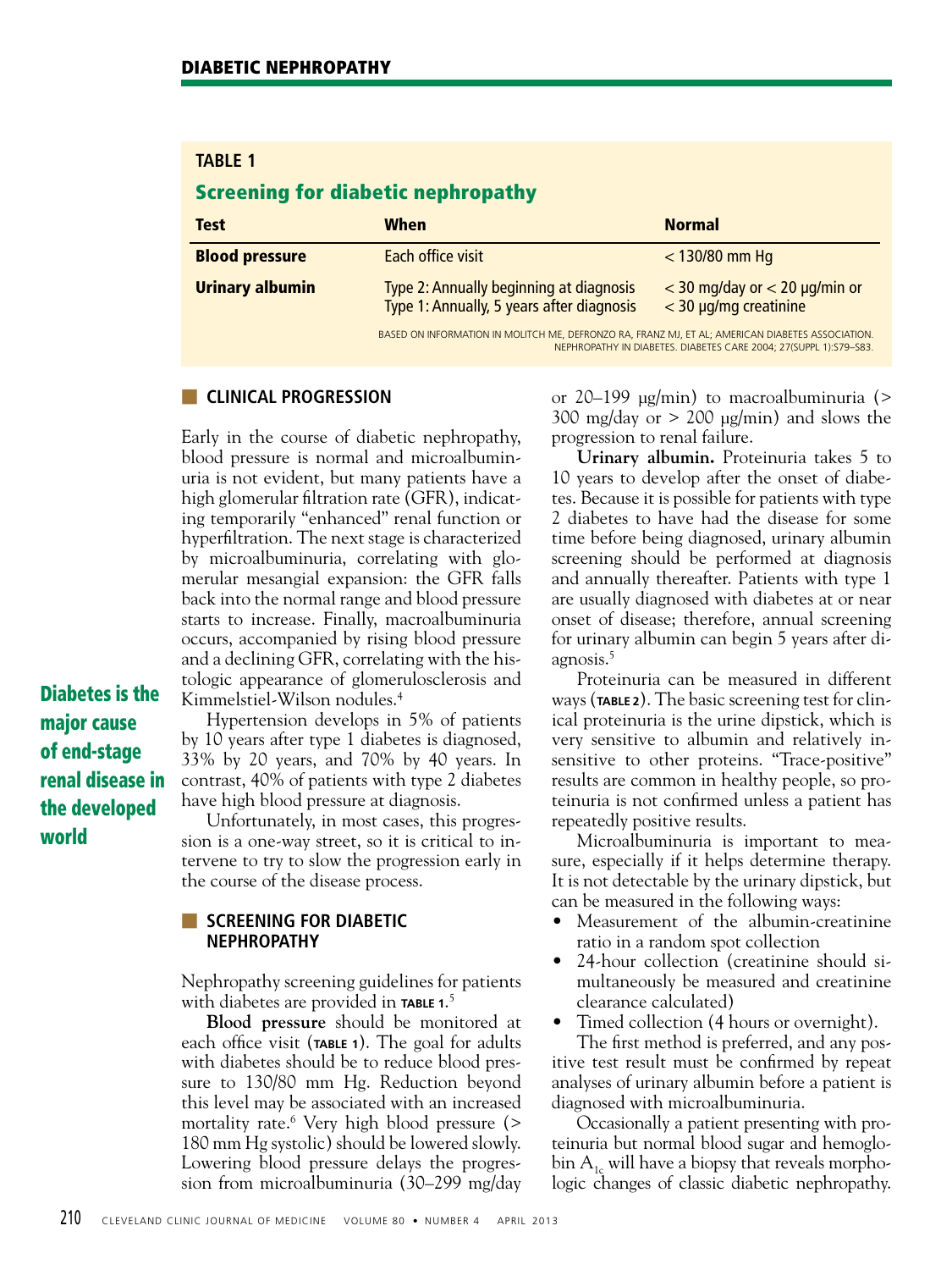**TABLE 1**

**Screening for diabetic nephropathy**

| Test | When | Normal |
| --- | --- | --- |
| **Blood pressure** | Each office visit | < 130/80 mm Hg |
| **Urinary albumin** | Type 2: Annually beginning at diagnosis<br>Type 1: Annually, 5 years after diagnosis | < 30 mg/day or < 20 µg/min or < 30 µg/mg creatinine |

BASED ON INFORMATION IN MOLITCH ME, DEFRONZO RA, FRANZ MJ, ET AL; AMERICAN DIABETES ASSOCIATION. NEPHROPATHY IN DIABETES. DIABETES CARE 2004; 27(SUPPL 1):S79–S83.

## CLINICAL PROGRESSION

Early in the course of diabetic nephropathy, blood pressure is normal and microalbuminuria is not evident, but many patients have a high glomerular filtration rate (GFR), indicating temporarily "enhanced" renal function or hyperfiltration. The next stage is characterized by microalbuminuria, correlating with glomerular mesangial expansion: the GFR falls back into the normal range and blood pressure starts to increase. Finally, macroalbuminuria occurs, accompanied by rising blood pressure and a declining GFR, correlating with the histologic appearance of glomerulosclerosis and Kimmelstiel-Wilson nodules.[4]

Hypertension develops in 5% of patients by 10 years after type 1 diabetes is diagnosed, 33% by 20 years, and 70% by 40 years. In contrast, 40% of patients with type 2 diabetes have high blood pressure at diagnosis.

Unfortunately, in most cases, this progression is a one-way street, so it is critical to intervene to try to slow the progression early in the course of the disease process.

**Diabetes is the major cause of end-stage renal disease in the developed world**

## SCREENING FOR DIABETIC NEPHROPATHY

Nephropathy screening guidelines for patients with diabetes are provided in TABLE 1.[5]

**Blood pressure** should be monitored at each office visit (TABLE 1). The goal for adults with diabetes should be to reduce blood pressure to 130/80 mm Hg. Reduction beyond this level may be associated with an increased mortality rate.[6] Very high blood pressure (> 180 mm Hg systolic) should be lowered slowly. Lowering blood pressure delays the progression from microalbuminuria (30–299 mg/day or 20–199 µg/min) to macroalbuminuria (> 300 mg/day or > 200 µg/min) and slows the progression to renal failure.

**Urinary albumin.** Proteinuria takes 5 to 10 years to develop after the onset of diabetes. Because it is possible for patients with type 2 diabetes to have had the disease for some time before being diagnosed, urinary albumin screening should be performed at diagnosis and annually thereafter. Patients with type 1 are usually diagnosed with diabetes at or near onset of disease; therefore, annual screening for urinary albumin can begin 5 years after diagnosis.[5]

Proteinuria can be measured in different ways (TABLE 2). The basic screening test for clinical proteinuria is the urine dipstick, which is very sensitive to albumin and relatively insensitive to other proteins. "Trace-positive" results are common in healthy people, so proteinuria is not confirmed unless a patient has repeatedly positive results.

Microalbuminuria is important to measure, especially if it helps determine therapy. It is not detectable by the urinary dipstick, but can be measured in the following ways:

- Measurement of the albumin-creatinine ratio in a random spot collection
- 24-hour collection (creatinine should simultaneously be measured and creatinine clearance calculated)
- Timed collection (4 hours or overnight).

The first method is preferred, and any positive test result must be confirmed by repeat analyses of urinary albumin before a patient is diagnosed with microalbuminuria.

Occasionally a patient presenting with proteinuria but normal blood sugar and hemoglobin $A_{1c}$ will have a biopsy that reveals morphologic changes of classic diabetic nephropathy.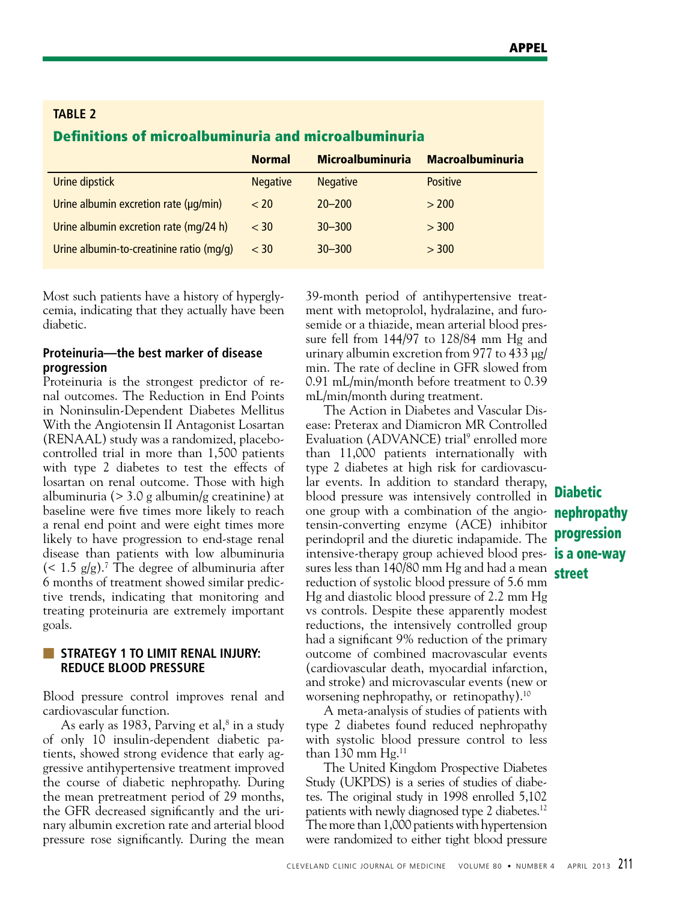**TABLE 2**

**Definitions of microalbuminuria and microalbuminuria**

| | Normal | Microalbuminuria | Macroalbuminuria |
|---|---|---|---|
| Urine dipstick | Negative | Negative | Positive |
| Urine albumin excretion rate (μg/min) | < 20 | 20–200 | > 200 |
| Urine albumin excretion rate (mg/24 h) | < 30 | 30–300 | > 300 |
| Urine albumin-to-creatinine ratio (mg/g) | < 30 | 30–300 | > 300 |

Most such patients have a history of hyperglycemia, indicating that they actually have been diabetic.

### Proteinuria—the best marker of disease progression

Proteinuria is the strongest predictor of renal outcomes. The Reduction in End Points in Noninsulin-Dependent Diabetes Mellitus With the Angiotensin II Antagonist Losartan (RENAAL) study was a randomized, placebo-controlled trial in more than 1,500 patients with type 2 diabetes to test the effects of losartan on renal outcome. Those with high albuminuria (> 3.0 g albumin/g creatinine) at baseline were five times more likely to reach a renal end point and were eight times more likely to have progression to end-stage renal disease than patients with low albuminuria (< 1.5 g/g).[7] The degree of albuminuria after 6 months of treatment showed similar predictive trends, indicating that monitoring and treating proteinuria are extremely important goals.

## STRATEGY 1 TO LIMIT RENAL INJURY: REDUCE BLOOD PRESSURE

Blood pressure control improves renal and cardiovascular function.

As early as 1983, Parving et al,[8] in a study of only 10 insulin-dependent diabetic patients, showed strong evidence that early aggressive antihypertensive treatment improved the course of diabetic nephropathy. During the mean pretreatment period of 29 months, the GFR decreased significantly and the urinary albumin excretion rate and arterial blood pressure rose significantly. During the mean 39-month period of antihypertensive treatment with metoprolol, hydralazine, and furosemide or a thiazide, mean arterial blood pressure fell from 144/97 to 128/84 mm Hg and urinary albumin excretion from 977 to 433 μg/min. The rate of decline in GFR slowed from 0.91 mL/min/month before treatment to 0.39 mL/min/month during treatment.

The Action in Diabetes and Vascular Disease: Preterax and Diamicron MR Controlled Evaluation (ADVANCE) trial[9] enrolled more than 11,000 patients internationally with type 2 diabetes at high risk for cardiovascular events. In addition to standard therapy, blood pressure was intensively controlled in one group with a combination of the angiotensin-converting enzyme (ACE) inhibitor perindopril and the diuretic indapamide. The intensive-therapy group achieved blood pressures less than 140/80 mm Hg and had a mean reduction of systolic blood pressure of 5.6 mm Hg and diastolic blood pressure of 2.2 mm Hg vs controls. Despite these apparently modest reductions, the intensively controlled group had a significant 9% reduction of the primary outcome of combined macrovascular events (cardiovascular death, myocardial infarction, and stroke) and microvascular events (new or worsening nephropathy, or retinopathy).[10]

**Diabetic nephropathy progression is a one-way street**

A meta-analysis of studies of patients with type 2 diabetes found reduced nephropathy with systolic blood pressure control to less than 130 mm Hg.[11]

The United Kingdom Prospective Diabetes Study (UKPDS) is a series of studies of diabetes. The original study in 1998 enrolled 5,102 patients with newly diagnosed type 2 diabetes.[12] The more than 1,000 patients with hypertension were randomized to either tight blood pressure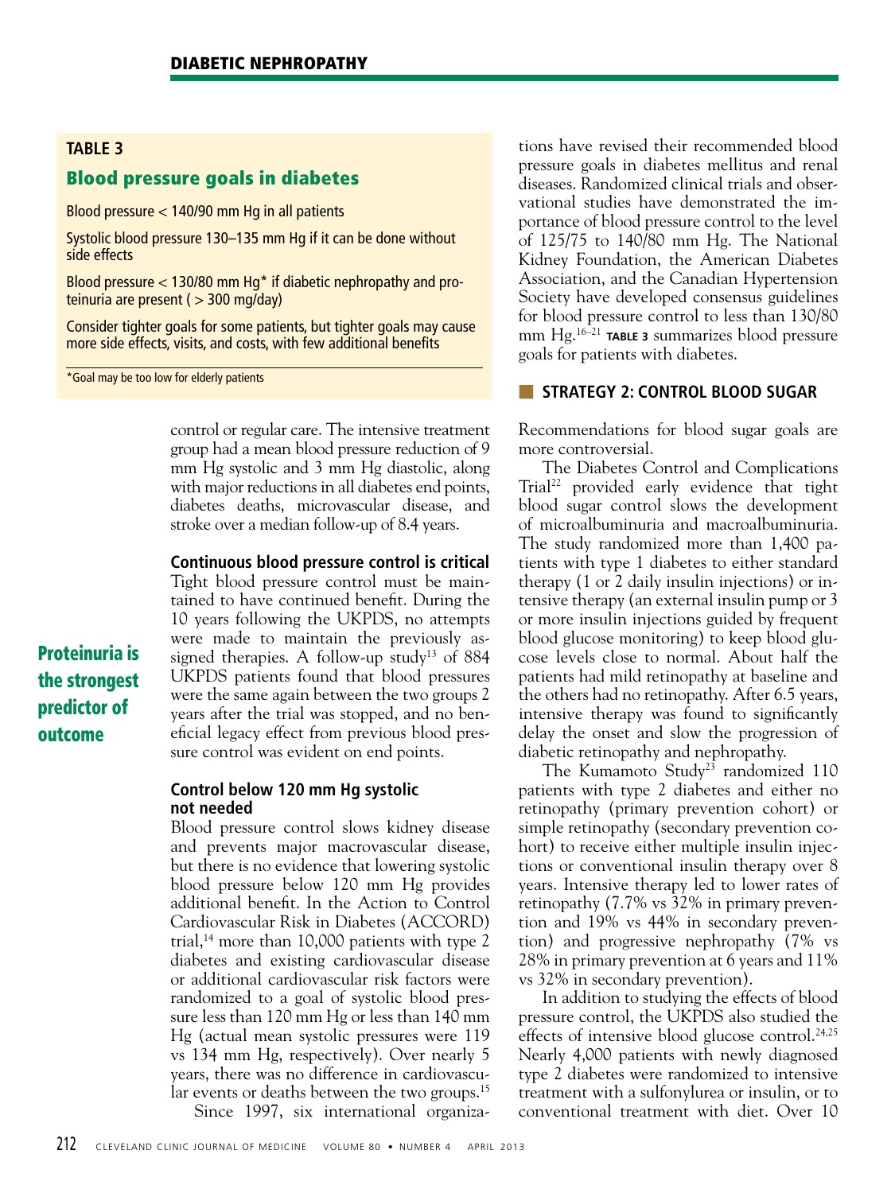## TABLE 3

### Blood pressure goals in diabetes

Blood pressure < 140/90 mm Hg in all patients

Systolic blood pressure 130–135 mm Hg if it can be done without side effects

Blood pressure < 130/80 mm Hg* if diabetic nephropathy and proteinuria are present ( > 300 mg/day)

Consider tighter goals for some patients, but tighter goals may cause more side effects, visits, and costs, with few additional benefits

*Goal may be too low for elderly patients

control or regular care. The intensive treatment group had a mean blood pressure reduction of 9 mm Hg systolic and 3 mm Hg diastolic, along with major reductions in all diabetes end points, diabetes deaths, microvascular disease, and stroke over a median follow-up of 8.4 years.

### Continuous blood pressure control is critical

Tight blood pressure control must be maintained to have continued benefit. During the 10 years following the UKPDS, no attempts were made to maintain the previously assigned therapies. A follow-up study[13] of 884 UKPDS patients found that blood pressures were the same again between the two groups 2 years after the trial was stopped, and no beneficial legacy effect from previous blood pressure control was evident on end points.

**Proteinuria is the strongest predictor of outcome**

### Control below 120 mm Hg systolic not needed

Blood pressure control slows kidney disease and prevents major macrovascular disease, but there is no evidence that lowering systolic blood pressure below 120 mm Hg provides additional benefit. In the Action to Control Cardiovascular Risk in Diabetes (ACCORD) trial,[14] more than 10,000 patients with type 2 diabetes and existing cardiovascular disease or additional cardiovascular risk factors were randomized to a goal of systolic blood pressure less than 120 mm Hg or less than 140 mm Hg (actual mean systolic pressures were 119 vs 134 mm Hg, respectively). Over nearly 5 years, there was no difference in cardiovascular events or deaths between the two groups.[15]

Since 1997, six international organizations have revised their recommended blood pressure goals in diabetes mellitus and renal diseases. Randomized clinical trials and observational studies have demonstrated the importance of blood pressure control to the level of 125/75 to 140/80 mm Hg. The National Kidney Foundation, the American Diabetes Association, and the Canadian Hypertension Society have developed consensus guidelines for blood pressure control to less than 130/80 mm Hg.[16–21] **TABLE 3** summarizes blood pressure goals for patients with diabetes.

## STRATEGY 2: CONTROL BLOOD SUGAR

Recommendations for blood sugar goals are more controversial.

The Diabetes Control and Complications Trial[22] provided early evidence that tight blood sugar control slows the development of microalbuminuria and macroalbuminuria. The study randomized more than 1,400 patients with type 1 diabetes to either standard therapy (1 or 2 daily insulin injections) or intensive therapy (an external insulin pump or 3 or more insulin injections guided by frequent blood glucose monitoring) to keep blood glucose levels close to normal. About half the patients had mild retinopathy at baseline and the others had no retinopathy. After 6.5 years, intensive therapy was found to significantly delay the onset and slow the progression of diabetic retinopathy and nephropathy.

The Kumamoto Study[23] randomized 110 patients with type 2 diabetes and either no retinopathy (primary prevention cohort) or simple retinopathy (secondary prevention cohort) to receive either multiple insulin injections or conventional insulin therapy over 8 years. Intensive therapy led to lower rates of retinopathy (7.7% vs 32% in primary prevention and 19% vs 44% in secondary prevention) and progressive nephropathy (7% vs 28% in primary prevention at 6 years and 11% vs 32% in secondary prevention).

In addition to studying the effects of blood pressure control, the UKPDS also studied the effects of intensive blood glucose control.[24,25] Nearly 4,000 patients with newly diagnosed type 2 diabetes were randomized to intensive treatment with a sulfonylurea or insulin, or to conventional treatment with diet. Over 10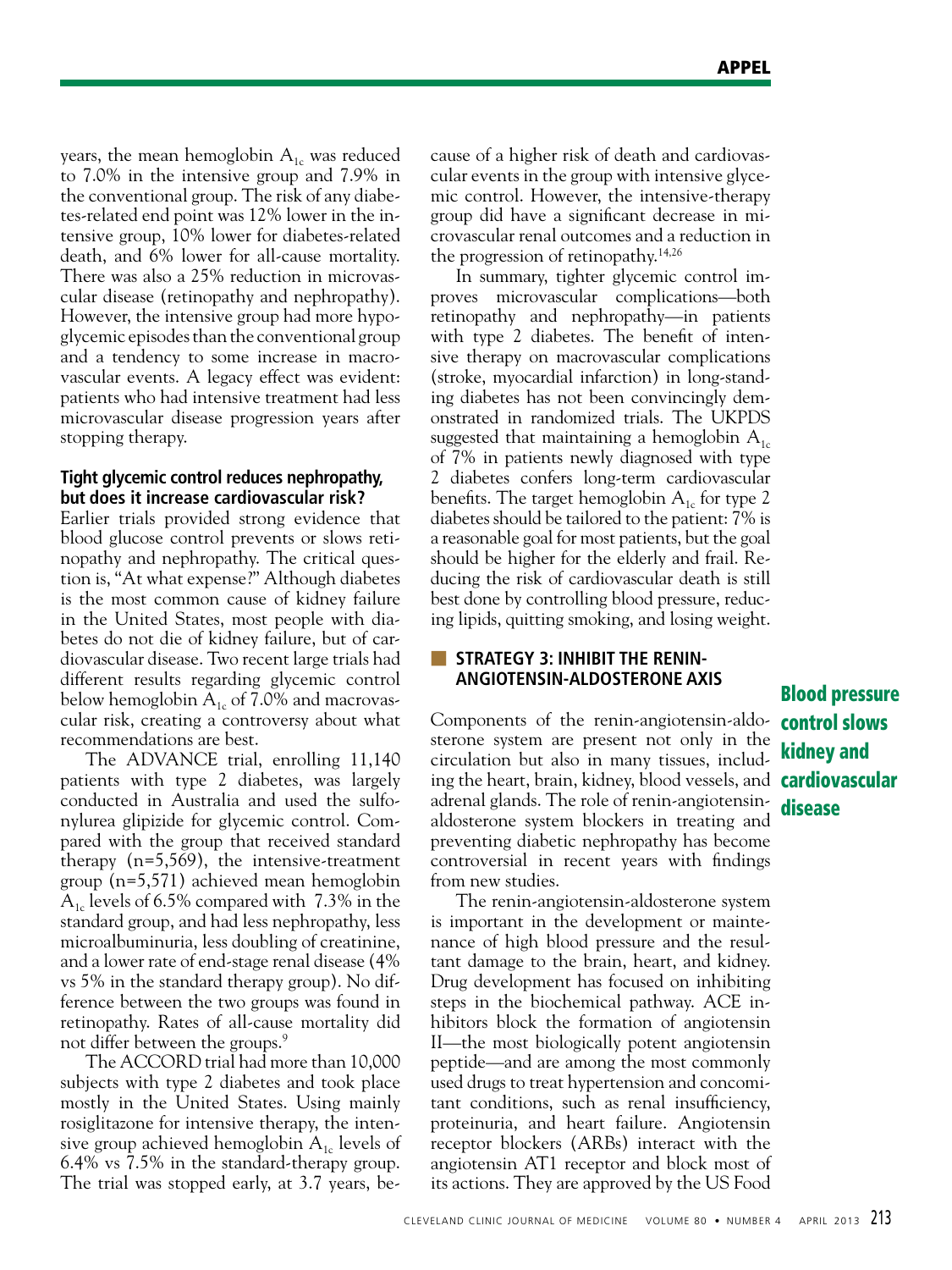years, the mean hemoglobin $A_{1c}$ was reduced to 7.0% in the intensive group and 7.9% in the conventional group. The risk of any diabetes-related end point was 12% lower in the intensive group, 10% lower for diabetes-related death, and 6% lower for all-cause mortality. There was also a 25% reduction in microvascular disease (retinopathy and nephropathy). However, the intensive group had more hypoglycemic episodes than the conventional group and a tendency to some increase in macrovascular events. A legacy effect was evident: patients who had intensive treatment had less microvascular disease progression years after stopping therapy.

### Tight glycemic control reduces nephropathy, but does it increase cardiovascular risk?

Earlier trials provided strong evidence that blood glucose control prevents or slows retinopathy and nephropathy. The critical question is, "At what expense?" Although diabetes is the most common cause of kidney failure in the United States, most people with diabetes do not die of kidney failure, but of cardiovascular disease. Two recent large trials had different results regarding glycemic control below hemoglobin $A_{1c}$ of 7.0% and macrovascular risk, creating a controversy about what recommendations are best.

The ADVANCE trial, enrolling 11,140 patients with type 2 diabetes, was largely conducted in Australia and used the sulfonylurea glipizide for glycemic control. Compared with the group that received standard therapy (n=5,569), the intensive-treatment group (n=5,571) achieved mean hemoglobin $A_{1c}$ levels of 6.5% compared with 7.3% in the standard group, and had less nephropathy, less microalbuminuria, less doubling of creatinine, and a lower rate of end-stage renal disease (4% vs 5% in the standard therapy group). No difference between the two groups was found in retinopathy. Rates of all-cause mortality did not differ between the groups.[9]

The ACCORD trial had more than 10,000 subjects with type 2 diabetes and took place mostly in the United States. Using mainly rosiglitazone for intensive therapy, the intensive group achieved hemoglobin $A_{1c}$ levels of 6.4% vs 7.5% in the standard-therapy group. The trial was stopped early, at 3.7 years, because of a higher risk of death and cardiovascular events in the group with intensive glycemic control. However, the intensive-therapy group did have a significant decrease in microvascular renal outcomes and a reduction in the progression of retinopathy.[14,26]

In summary, tighter glycemic control improves microvascular complications—both retinopathy and nephropathy—in patients with type 2 diabetes. The benefit of intensive therapy on macrovascular complications (stroke, myocardial infarction) in long-standing diabetes has not been convincingly demonstrated in randomized trials. The UKPDS suggested that maintaining a hemoglobin $A_{1c}$ of 7% in patients newly diagnosed with type 2 diabetes confers long-term cardiovascular benefits. The target hemoglobin $A_{1c}$ for type 2 diabetes should be tailored to the patient: 7% is a reasonable goal for most patients, but the goal should be higher for the elderly and frail. Reducing the risk of cardiovascular death is still best done by controlling blood pressure, reducing lipids, quitting smoking, and losing weight.

## STRATEGY 3: INHIBIT THE RENIN-ANGIOTENSIN-ALDOSTERONE AXIS

**Blood pressure control slows kidney and cardiovascular disease**

Components of the renin-angiotensin-aldosterone system are present not only in the circulation but also in many tissues, including the heart, brain, kidney, blood vessels, and adrenal glands. The role of renin-angiotensin-aldosterone system blockers in treating and preventing diabetic nephropathy has become controversial in recent years with findings from new studies.

The renin-angiotensin-aldosterone system is important in the development or maintenance of high blood pressure and the resultant damage to the brain, heart, and kidney. Drug development has focused on inhibiting steps in the biochemical pathway. ACE inhibitors block the formation of angiotensin II—the most biologically potent angiotensin peptide—and are among the most commonly used drugs to treat hypertension and concomitant conditions, such as renal insufficiency, proteinuria, and heart failure. Angiotensin receptor blockers (ARBs) interact with the angiotensin AT1 receptor and block most of its actions. They are approved by the US Food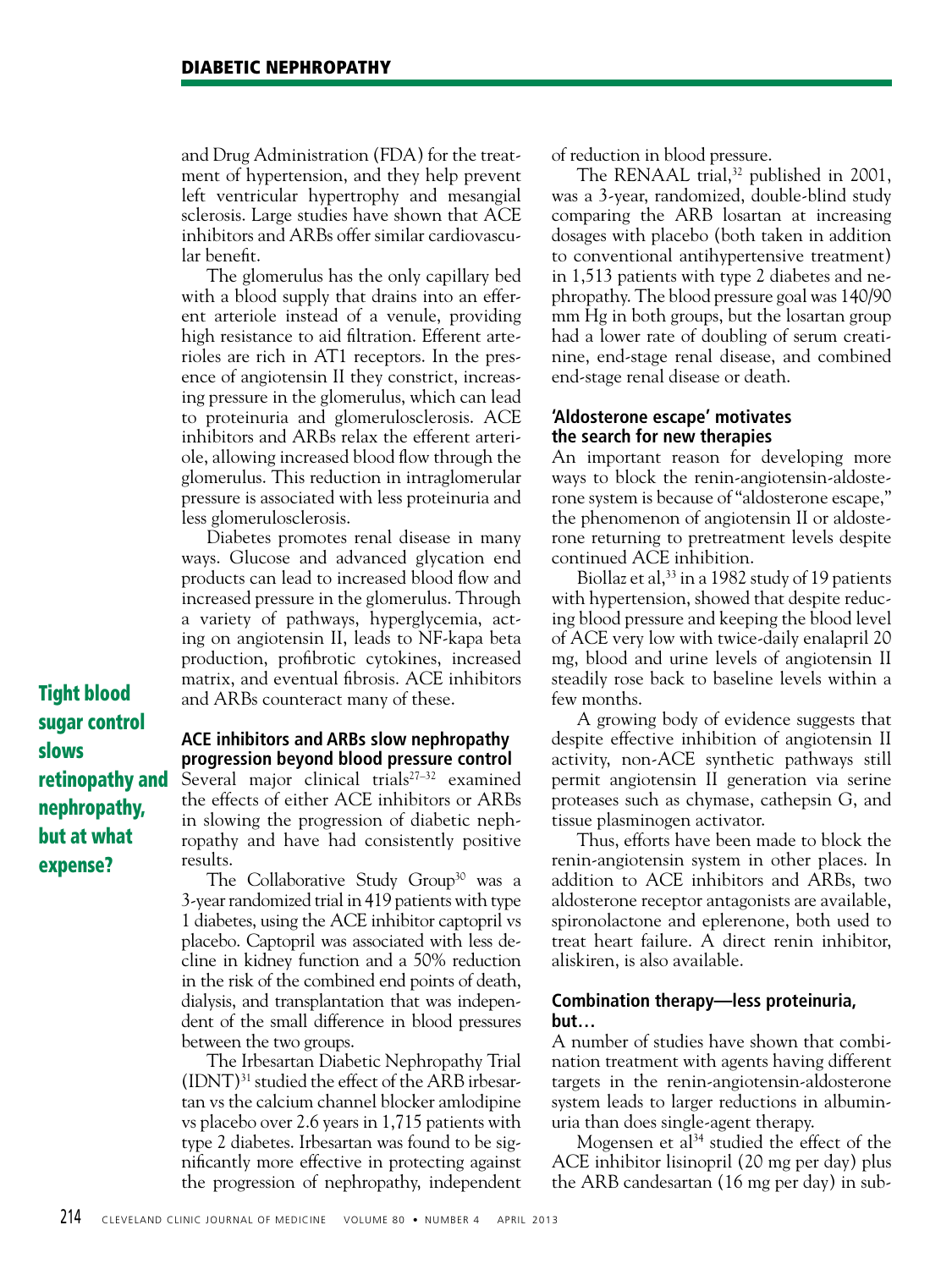and Drug Administration (FDA) for the treatment of hypertension, and they help prevent left ventricular hypertrophy and mesangial sclerosis. Large studies have shown that ACE inhibitors and ARBs offer similar cardiovascular benefit.

The glomerulus has the only capillary bed with a blood supply that drains into an efferent arteriole instead of a venule, providing high resistance to aid filtration. Efferent arterioles are rich in AT1 receptors. In the presence of angiotensin II they constrict, increasing pressure in the glomerulus, which can lead to proteinuria and glomerulosclerosis. ACE inhibitors and ARBs relax the efferent arteriole, allowing increased blood flow through the glomerulus. This reduction in intraglomerular pressure is associated with less proteinuria and less glomerulosclerosis.

Diabetes promotes renal disease in many ways. Glucose and advanced glycation end products can lead to increased blood flow and increased pressure in the glomerulus. Through a variety of pathways, hyperglycemia, acting on angiotensin II, leads to NF-kapa beta production, profibrotic cytokines, increased matrix, and eventual fibrosis. ACE inhibitors and ARBs counteract many of these.

**Tight blood sugar control slows retinopathy and nephropathy, but at what expense?**

### ACE inhibitors and ARBs slow nephropathy progression beyond blood pressure control

Several major clinical trials[27–32] examined the effects of either ACE inhibitors or ARBs in slowing the progression of diabetic nephropathy and have had consistently positive results.

The Collaborative Study Group[30] was a 3-year randomized trial in 419 patients with type 1 diabetes, using the ACE inhibitor captopril vs placebo. Captopril was associated with less decline in kidney function and a 50% reduction in the risk of the combined end points of death, dialysis, and transplantation that was independent of the small difference in blood pressures between the two groups.

The Irbesartan Diabetic Nephropathy Trial (IDNT)[31] studied the effect of the ARB irbesartan vs the calcium channel blocker amlodipine vs placebo over 2.6 years in 1,715 patients with type 2 diabetes. Irbesartan was found to be significantly more effective in protecting against the progression of nephropathy, independent of reduction in blood pressure.

The RENAAL trial,[32] published in 2001, was a 3-year, randomized, double-blind study comparing the ARB losartan at increasing dosages with placebo (both taken in addition to conventional antihypertensive treatment) in 1,513 patients with type 2 diabetes and nephropathy. The blood pressure goal was 140/90 mm Hg in both groups, but the losartan group had a lower rate of doubling of serum creatinine, end-stage renal disease, and combined end-stage renal disease or death.

### 'Aldosterone escape' motivates the search for new therapies

An important reason for developing more ways to block the renin-angiotensin-aldosterone system is because of "aldosterone escape," the phenomenon of angiotensin II or aldosterone returning to pretreatment levels despite continued ACE inhibition.

Biollaz et al,[33] in a 1982 study of 19 patients with hypertension, showed that despite reducing blood pressure and keeping the blood level of ACE very low with twice-daily enalapril 20 mg, blood and urine levels of angiotensin II steadily rose back to baseline levels within a few months.

A growing body of evidence suggests that despite effective inhibition of angiotensin II activity, non-ACE synthetic pathways still permit angiotensin II generation via serine proteases such as chymase, cathepsin G, and tissue plasminogen activator.

Thus, efforts have been made to block the renin-angiotensin system in other places. In addition to ACE inhibitors and ARBs, two aldosterone receptor antagonists are available, spironolactone and eplerenone, both used to treat heart failure. A direct renin inhibitor, aliskiren, is also available.

### Combination therapy—less proteinuria, but…

A number of studies have shown that combination treatment with agents having different targets in the renin-angiotensin-aldosterone system leads to larger reductions in albuminuria than does single-agent therapy.

Mogensen et al[34] studied the effect of the ACE inhibitor lisinopril (20 mg per day) plus the ARB candesartan (16 mg per day) in sub-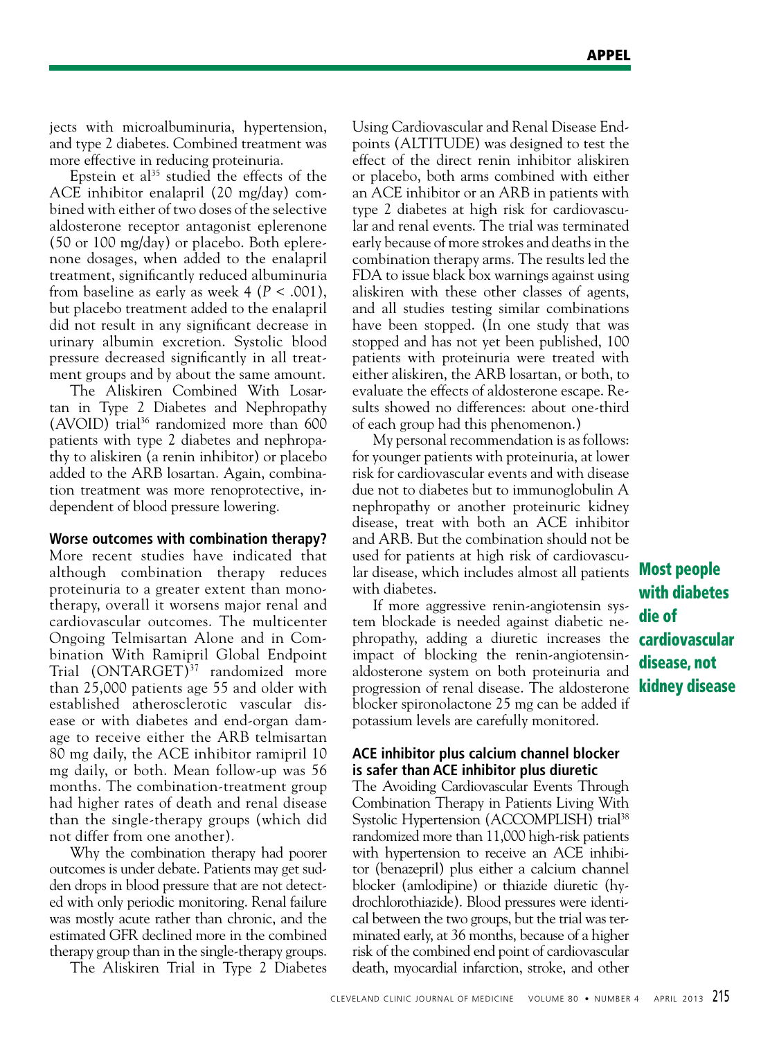jects with microalbuminuria, hypertension, and type 2 diabetes. Combined treatment was more effective in reducing proteinuria.

Epstein et al[35] studied the effects of the ACE inhibitor enalapril (20 mg/day) combined with either of two doses of the selective aldosterone receptor antagonist eplerenone (50 or 100 mg/day) or placebo. Both eplerenone dosages, when added to the enalapril treatment, significantly reduced albuminuria from baseline as early as week 4 ($P < .001$), but placebo treatment added to the enalapril did not result in any significant decrease in urinary albumin excretion. Systolic blood pressure decreased significantly in all treatment groups and by about the same amount.

The Aliskiren Combined With Losartan in Type 2 Diabetes and Nephropathy (AVOID) trial[36] randomized more than 600 patients with type 2 diabetes and nephropathy to aliskiren (a renin inhibitor) or placebo added to the ARB losartan. Again, combination treatment was more renoprotective, independent of blood pressure lowering.

### Worse outcomes with combination therapy?

More recent studies have indicated that although combination therapy reduces proteinuria to a greater extent than monotherapy, overall it worsens major renal and cardiovascular outcomes. The multicenter Ongoing Telmisartan Alone and in Combination With Ramipril Global Endpoint Trial (ONTARGET)[37] randomized more than 25,000 patients age 55 and older with established atherosclerotic vascular disease or with diabetes and end-organ damage to receive either the ARB telmisartan 80 mg daily, the ACE inhibitor ramipril 10 mg daily, or both. Mean follow-up was 56 months. The combination-treatment group had higher rates of death and renal disease than the single-therapy groups (which did not differ from one another).

Why the combination therapy had poorer outcomes is under debate. Patients may get sudden drops in blood pressure that are not detected with only periodic monitoring. Renal failure was mostly acute rather than chronic, and the estimated GFR declined more in the combined therapy group than in the single-therapy groups.

The Aliskiren Trial in Type 2 Diabetes Using Cardiovascular and Renal Disease Endpoints (ALTITUDE) was designed to test the effect of the direct renin inhibitor aliskiren or placebo, both arms combined with either an ACE inhibitor or an ARB in patients with type 2 diabetes at high risk for cardiovascular and renal events. The trial was terminated early because of more strokes and deaths in the combination therapy arms. The results led the FDA to issue black box warnings against using aliskiren with these other classes of agents, and all studies testing similar combinations have been stopped. (In one study that was stopped and has not yet been published, 100 patients with proteinuria were treated with either aliskiren, the ARB losartan, or both, to evaluate the effects of aldosterone escape. Results showed no differences: about one-third of each group had this phenomenon.)

My personal recommendation is as follows: for younger patients with proteinuria, at lower risk for cardiovascular events and with disease due not to diabetes but to immunoglobulin A nephropathy or another proteinuric kidney disease, treat with both an ACE inhibitor and ARB. But the combination should not be used for patients at high risk of cardiovascular disease, which includes almost all patients with diabetes.

**Most people with diabetes die of cardiovascular disease, not kidney disease**

If more aggressive renin-angiotensin system blockade is needed against diabetic nephropathy, adding a diuretic increases the impact of blocking the renin-angiotensin-aldosterone system on both proteinuria and progression of renal disease. The aldosterone blocker spironolactone 25 mg can be added if potassium levels are carefully monitored.

### ACE inhibitor plus calcium channel blocker is safer than ACE inhibitor plus diuretic

The Avoiding Cardiovascular Events Through Combination Therapy in Patients Living With Systolic Hypertension (ACCOMPLISH) trial[38] randomized more than 11,000 high-risk patients with hypertension to receive an ACE inhibitor (benazepril) plus either a calcium channel blocker (amlodipine) or thiazide diuretic (hydrochlorothiazide). Blood pressures were identical between the two groups, but the trial was terminated early, at 36 months, because of a higher risk of the combined end point of cardiovascular death, myocardial infarction, stroke, and other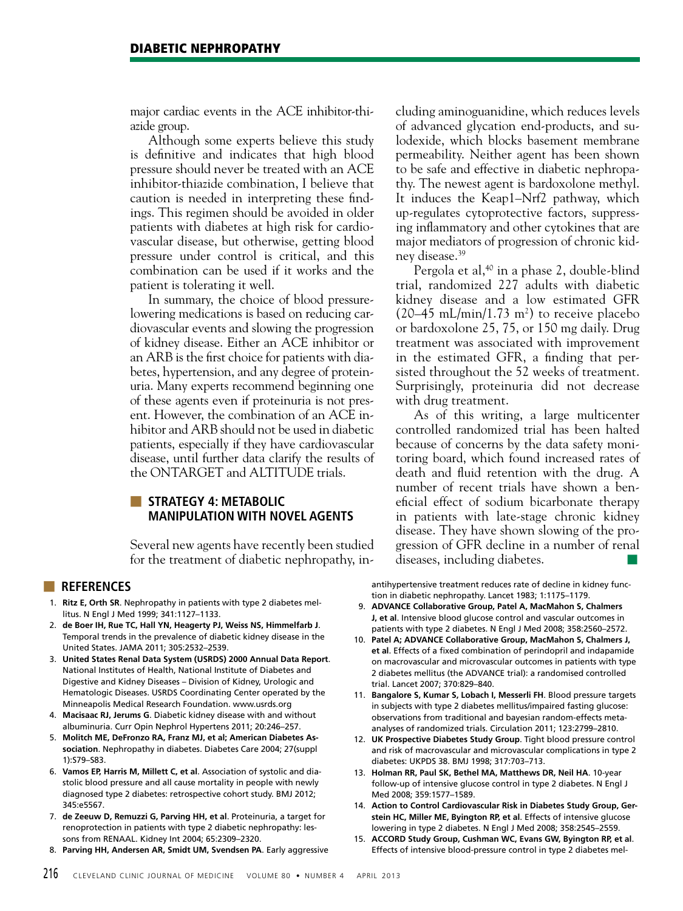major cardiac events in the ACE inhibitor-thiazide group.

Although some experts believe this study is definitive and indicates that high blood pressure should never be treated with an ACE inhibitor-thiazide combination, I believe that caution is needed in interpreting these findings. This regimen should be avoided in older patients with diabetes at high risk for cardiovascular disease, but otherwise, getting blood pressure under control is critical, and this combination can be used if it works and the patient is tolerating it well.

In summary, the choice of blood pressure-lowering medications is based on reducing cardiovascular events and slowing the progression of kidney disease. Either an ACE inhibitor or an ARB is the first choice for patients with diabetes, hypertension, and any degree of proteinuria. Many experts recommend beginning one of these agents even if proteinuria is not present. However, the combination of an ACE inhibitor and ARB should not be used in diabetic patients, especially if they have cardiovascular disease, until further data clarify the results of the ONTARGET and ALTITUDE trials.

## STRATEGY 4: METABOLIC MANIPULATION WITH NOVEL AGENTS

Several new agents have recently been studied for the treatment of diabetic nephropathy, including aminoguanidine, which reduces levels of advanced glycation end-products, and sulodexide, which blocks basement membrane permeability. Neither agent has been shown to be safe and effective in diabetic nephropathy. The newest agent is bardoxolone methyl. It induces the Keap1–Nrf2 pathway, which up-regulates cytoprotective factors, suppressing inflammatory and other cytokines that are major mediators of progression of chronic kidney disease.[39]

Pergola et al,[40] in a phase 2, double-blind trial, randomized 227 adults with diabetic kidney disease and a low estimated GFR (20–45 mL/min/1.73 m$^2$) to receive placebo or bardoxolone 25, 75, or 150 mg daily. Drug treatment was associated with improvement in the estimated GFR, a finding that persisted throughout the 52 weeks of treatment. Surprisingly, proteinuria did not decrease with drug treatment.

As of this writing, a large multicenter controlled randomized trial has been halted because of concerns by the data safety monitoring board, which found increased rates of death and fluid retention with the drug. A number of recent trials have shown a beneficial effect of sodium bicarbonate therapy in patients with late-stage chronic kidney disease. They have shown slowing of the progression of GFR decline in a number of renal diseases, including diabetes. ■

## REFERENCES

1. **Ritz E, Orth SR**. Nephropathy in patients with type 2 diabetes mellitus. N Engl J Med 1999; 341:1127–1133.
2. **de Boer IH, Rue TC, Hall YN, Heagerty PJ, Weiss NS, Himmelfarb J**. Temporal trends in the prevalence of diabetic kidney disease in the United States. JAMA 2011; 305:2532–2539.
3. **United States Renal Data System (USRDS) 2000 Annual Data Report**. National Institutes of Health, National Institute of Diabetes and Digestive and Kidney Diseases – Division of Kidney, Urologic and Hematologic Diseases. USRDS Coordinating Center operated by the Minneapolis Medical Research Foundation. www.usrds.org
4. **Macisaac RJ, Jerums G**. Diabetic kidney disease with and without albuminuria. Curr Opin Nephrol Hypertens 2011; 20:246–257.
5. **Molitch ME, DeFronzo RA, Franz MJ, et al; American Diabetes Association**. Nephropathy in diabetes. Diabetes Care 2004; 27(suppl 1):S79–S83.
6. **Vamos EP, Harris M, Millett C, et al**. Association of systolic and diastolic blood pressure and all cause mortality in people with newly diagnosed type 2 diabetes: retrospective cohort study. BMJ 2012; 345:e5567.
7. **de Zeeuw D, Remuzzi G, Parving HH, et al**. Proteinuria, a target for renoprotection in patients with type 2 diabetic nephropathy: lessons from RENAAL. Kidney Int 2004; 65:2309–2320.
8. **Parving HH, Andersen AR, Smidt UM, Svendsen PA**. Early aggressive antihypertensive treatment reduces rate of decline in kidney function in diabetic nephropathy. Lancet 1983; 1:1175–1179.
9. **ADVANCE Collaborative Group, Patel A, MacMahon S, Chalmers J, et al**. Intensive blood glucose control and vascular outcomes in patients with type 2 diabetes. N Engl J Med 2008; 358:2560–2572.
10. **Patel A; ADVANCE Collaborative Group, MacMahon S, Chalmers J, et al**. Effects of a fixed combination of perindopril and indapamide on macrovascular and microvascular outcomes in patients with type 2 diabetes mellitus (the ADVANCE trial): a randomised controlled trial. Lancet 2007; 370:829–840.
11. **Bangalore S, Kumar S, Lobach I, Messerli FH**. Blood pressure targets in subjects with type 2 diabetes mellitus/impaired fasting glucose: observations from traditional and bayesian random-effects meta-analyses of randomized trials. Circulation 2011; 123:2799–2810.
12. **UK Prospective Diabetes Study Group**. Tight blood pressure control and risk of macrovascular and microvascular complications in type 2 diabetes: UKPDS 38. BMJ 1998; 317:703–713.
13. **Holman RR, Paul SK, Bethel MA, Matthews DR, Neil HA**. 10-year follow-up of intensive glucose control in type 2 diabetes. N Engl J Med 2008; 359:1577–1589.
14. **Action to Control Cardiovascular Risk in Diabetes Study Group, Gerstein HC, Miller ME, Byington RP, et al**. Effects of intensive glucose lowering in type 2 diabetes. N Engl J Med 2008; 358:2545–2559.
15. **ACCORD Study Group, Cushman WC, Evans GW, Byington RP, et al**. Effects of intensive blood-pressure control in type 2 diabetes mel-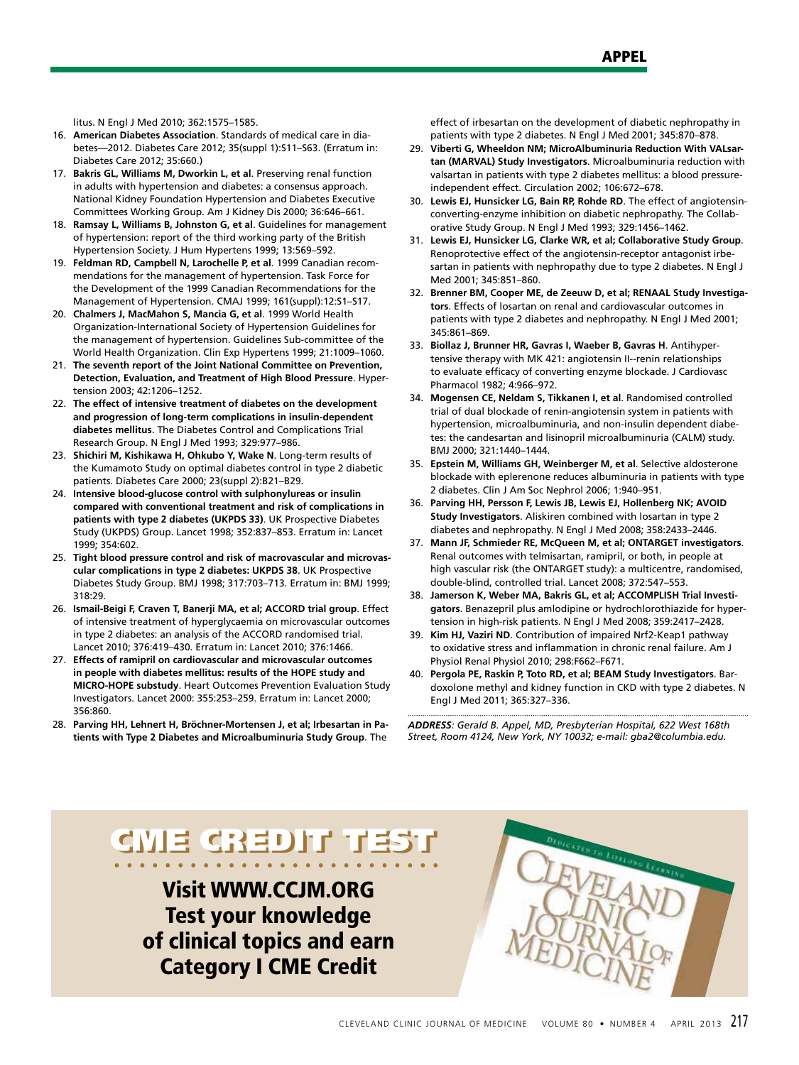litus. N Engl J Med 2010; 362:1575–1585.

16. **American Diabetes Association**. Standards of medical care in diabetes—2012. Diabetes Care 2012; 35(suppl 1):S11–S63. (Erratum in: Diabetes Care 2012; 35:660.)
17. **Bakris GL, Williams M, Dworkin L, et al**. Preserving renal function in adults with hypertension and diabetes: a consensus approach. National Kidney Foundation Hypertension and Diabetes Executive Committees Working Group. Am J Kidney Dis 2000; 36:646–661.
18. **Ramsay L, Williams B, Johnston G, et al**. Guidelines for management of hypertension: report of the third working party of the British Hypertension Society. J Hum Hypertens 1999; 13:569–592.
19. **Feldman RD, Campbell N, Larochelle P, et al**. 1999 Canadian recommendations for the management of hypertension. Task Force for the Development of the 1999 Canadian Recommendations for the Management of Hypertension. CMAJ 1999; 161(suppl):12:S1–S17.
20. **Chalmers J, MacMahon S, Mancia G, et al**. 1999 World Health Organization-International Society of Hypertension Guidelines for the management of hypertension. Guidelines Sub-committee of the World Health Organization. Clin Exp Hypertens 1999; 21:1009–1060.
21. **The seventh report of the Joint National Committee on Prevention, Detection, Evaluation, and Treatment of High Blood Pressure**. Hypertension 2003; 42:1206–1252.
22. **The effect of intensive treatment of diabetes on the development and progression of long-term complications in insulin-dependent diabetes mellitus**. The Diabetes Control and Complications Trial Research Group. N Engl J Med 1993; 329:977–986.
23. **Shichiri M, Kishikawa H, Ohkubo Y, Wake N**. Long-term results of the Kumamoto Study on optimal diabetes control in type 2 diabetic patients. Diabetes Care 2000; 23(suppl 2):B21–B29.
24. **Intensive blood-glucose control with sulphonylureas or insulin compared with conventional treatment and risk of complications in patients with type 2 diabetes (UKPDS 33)**. UK Prospective Diabetes Study (UKPDS) Group. Lancet 1998; 352:837–853. Erratum in: Lancet 1999; 354:602.
25. **Tight blood pressure control and risk of macrovascular and microvascular complications in type 2 diabetes: UKPDS 38**. UK Prospective Diabetes Study Group. BMJ 1998; 317:703–713. Erratum in: BMJ 1999; 318:29.
26. **Ismail-Beigi F, Craven T, Banerji MA, et al; ACCORD trial group**. Effect of intensive treatment of hyperglycaemia on microvascular outcomes in type 2 diabetes: an analysis of the ACCORD randomised trial. Lancet 2010; 376:419–430. Erratum in: Lancet 2010; 376:1466.
27. **Effects of ramipril on cardiovascular and microvascular outcomes in people with diabetes mellitus: results of the HOPE study and MICRO-HOPE substudy**. Heart Outcomes Prevention Evaluation Study Investigators. Lancet 2000: 355:253–259. Erratum in: Lancet 2000; 356:860.
28. **Parving HH, Lehnert H, Bröchner-Mortensen J, et al; Irbesartan in Patients with Type 2 Diabetes and Microalbuminuria Study Group**. The effect of irbesartan on the development of diabetic nephropathy in patients with type 2 diabetes. N Engl J Med 2001; 345:870–878.
29. **Viberti G, Wheeldon NM; MicroAlbuminuria Reduction With VALsartan (MARVAL) Study Investigators**. Microalbuminuria reduction with valsartan in patients with type 2 diabetes mellitus: a blood pressure-independent effect. Circulation 2002; 106:672–678.
30. **Lewis EJ, Hunsicker LG, Bain RP, Rohde RD**. The effect of angiotensin-converting-enzyme inhibition on diabetic nephropathy. The Collaborative Study Group. N Engl J Med 1993; 329:1456–1462.
31. **Lewis EJ, Hunsicker LG, Clarke WR, et al; Collaborative Study Group**. Renoprotective effect of the angiotensin-receptor antagonist irbesartan in patients with nephropathy due to type 2 diabetes. N Engl J Med 2001; 345:851–860.
32. **Brenner BM, Cooper ME, de Zeeuw D, et al; RENAAL Study Investigators**. Effects of losartan on renal and cardiovascular outcomes in patients with type 2 diabetes and nephropathy. N Engl J Med 2001; 345:861–869.
33. **Biollaz J, Brunner HR, Gavras I, Waeber B, Gavras H**. Antihypertensive therapy with MK 421: angiotensin II--renin relationships to evaluate efficacy of converting enzyme blockade. J Cardiovasc Pharmacol 1982; 4:966–972.
34. **Mogensen CE, Neldam S, Tikkanen I, et al**. Randomised controlled trial of dual blockade of renin-angiotensin system in patients with hypertension, microalbuminuria, and non-insulin dependent diabetes: the candesartan and lisinopril microalbuminuria (CALM) study. BMJ 2000; 321:1440–1444.
35. **Epstein M, Williams GH, Weinberger M, et al**. Selective aldosterone blockade with eplerenone reduces albuminuria in patients with type 2 diabetes. Clin J Am Soc Nephrol 2006; 1:940–951.
36. **Parving HH, Persson F, Lewis JB, Lewis EJ, Hollenberg NK; AVOID Study Investigators**. Aliskiren combined with losartan in type 2 diabetes and nephropathy. N Engl J Med 2008; 358:2433–2446.
37. **Mann JF, Schmieder RE, McQueen M, et al; ONTARGET investigators**. Renal outcomes with telmisartan, ramipril, or both, in people at high vascular risk (the ONTARGET study): a multicentre, randomised, double-blind, controlled trial. Lancet 2008; 372:547–553.
38. **Jamerson K, Weber MA, Bakris GL, et al; ACCOMPLISH Trial Investigators**. Benazepril plus amlodipine or hydrochlorothiazide for hypertension in high-risk patients. N Engl J Med 2008; 359:2417–2428.
39. **Kim HJ, Vaziri ND**. Contribution of impaired Nrf2-Keap1 pathway to oxidative stress and inflammation in chronic renal failure. Am J Physiol Renal Physiol 2010; 298:F662–F671.
40. **Pergola PE, Raskin P, Toto RD, et al; BEAM Study Investigators**. Bardoxolone methyl and kidney function in CKD with type 2 diabetes. N Engl J Med 2011; 365:327–336.

*ADDRESS: Gerald B. Appel, MD, Presbyterian Hospital, 622 West 168th Street, Room 4124, New York, NY 10032; e-mail: gba2@columbia.edu.*

## CME CREDIT TEST

**Visit WWW.CCJM.ORG Test your knowledge of clinical topics and earn Category I CME Credit**